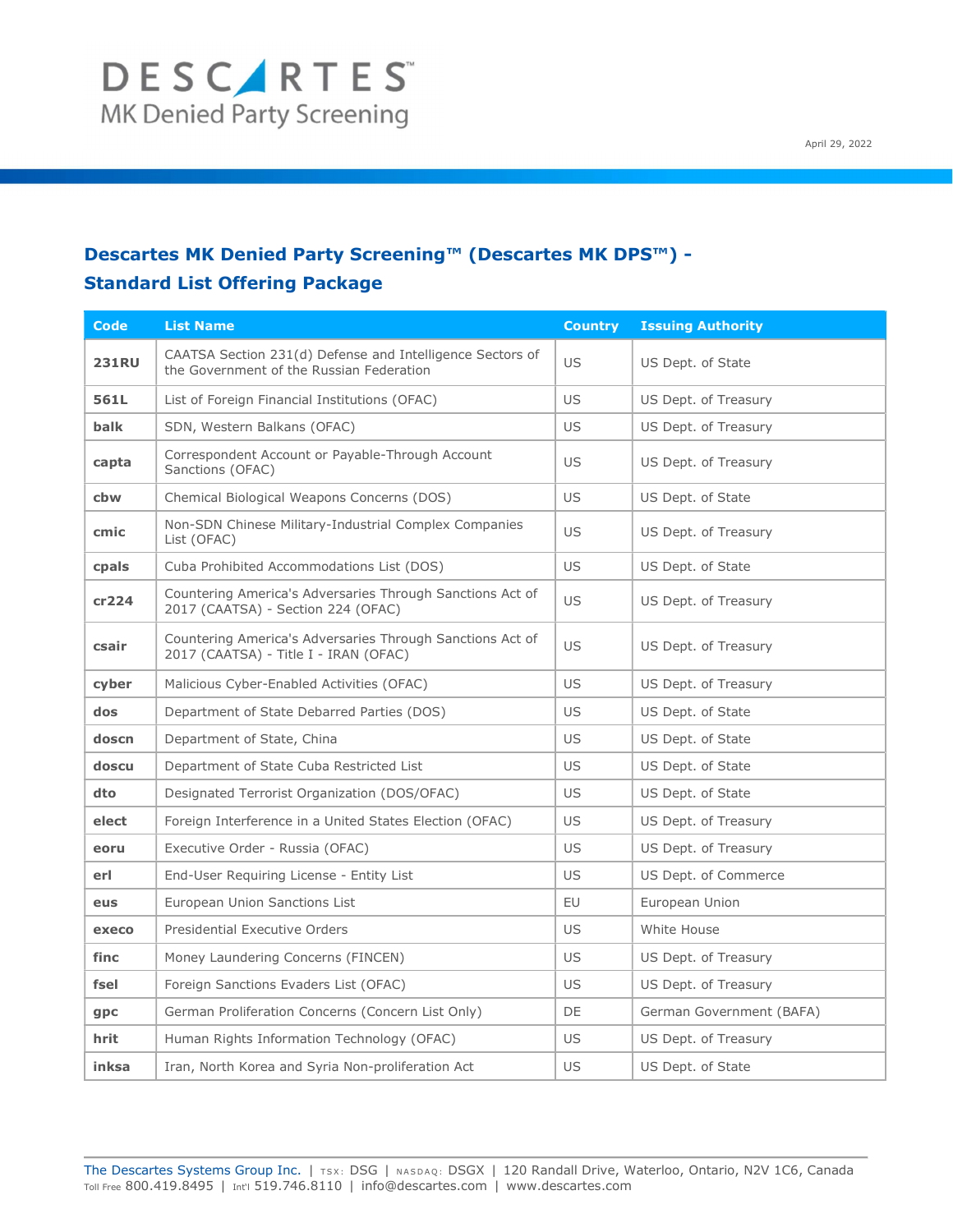DESCARTES
MK Denied Party Screening

April 29, 2022

## Descartes MK Denied Party Screening™ (Descartes MK DPS™) - Standard List Offering Package

| Code | List Name | Country | Issuing Authority |
|---|---|---|---|
| **231RU** | CAATSA Section 231(d) Defense and Intelligence Sectors of the Government of the Russian Federation | US | US Dept. of State |
| **561L** | List of Foreign Financial Institutions (OFAC) | US | US Dept. of Treasury |
| **balk** | SDN, Western Balkans (OFAC) | US | US Dept. of Treasury |
| **capta** | Correspondent Account or Payable-Through Account Sanctions (OFAC) | US | US Dept. of Treasury |
| **cbw** | Chemical Biological Weapons Concerns (DOS) | US | US Dept. of State |
| **cmic** | Non-SDN Chinese Military-Industrial Complex Companies List (OFAC) | US | US Dept. of Treasury |
| **cpals** | Cuba Prohibited Accommodations List (DOS) | US | US Dept. of State |
| **cr224** | Countering America's Adversaries Through Sanctions Act of 2017 (CAATSA) - Section 224 (OFAC) | US | US Dept. of Treasury |
| **csair** | Countering America's Adversaries Through Sanctions Act of 2017 (CAATSA) - Title I - IRAN (OFAC) | US | US Dept. of Treasury |
| **cyber** | Malicious Cyber-Enabled Activities (OFAC) | US | US Dept. of Treasury |
| **dos** | Department of State Debarred Parties (DOS) | US | US Dept. of State |
| **doscn** | Department of State, China | US | US Dept. of State |
| **doscu** | Department of State Cuba Restricted List | US | US Dept. of State |
| **dto** | Designated Terrorist Organization (DOS/OFAC) | US | US Dept. of State |
| **elect** | Foreign Interference in a United States Election (OFAC) | US | US Dept. of Treasury |
| **eoru** | Executive Order - Russia (OFAC) | US | US Dept. of Treasury |
| **erl** | End-User Requiring License - Entity List | US | US Dept. of Commerce |
| **eus** | European Union Sanctions List | EU | European Union |
| **execo** | Presidential Executive Orders | US | White House |
| **finc** | Money Laundering Concerns (FINCEN) | US | US Dept. of Treasury |
| **fsel** | Foreign Sanctions Evaders List (OFAC) | US | US Dept. of Treasury |
| **gpc** | German Proliferation Concerns (Concern List Only) | DE | German Government (BAFA) |
| **hrit** | Human Rights Information Technology (OFAC) | US | US Dept. of Treasury |
| **inksa** | Iran, North Korea and Syria Non-proliferation Act | US | US Dept. of State |

The Descartes Systems Group Inc. | TSX: DSG | NASDAQ: DSGX | 120 Randall Drive, Waterloo, Ontario, N2V 1C6, Canada
Toll Free 800.419.8495 | Int'l 519.746.8110 | info@descartes.com | www.descartes.com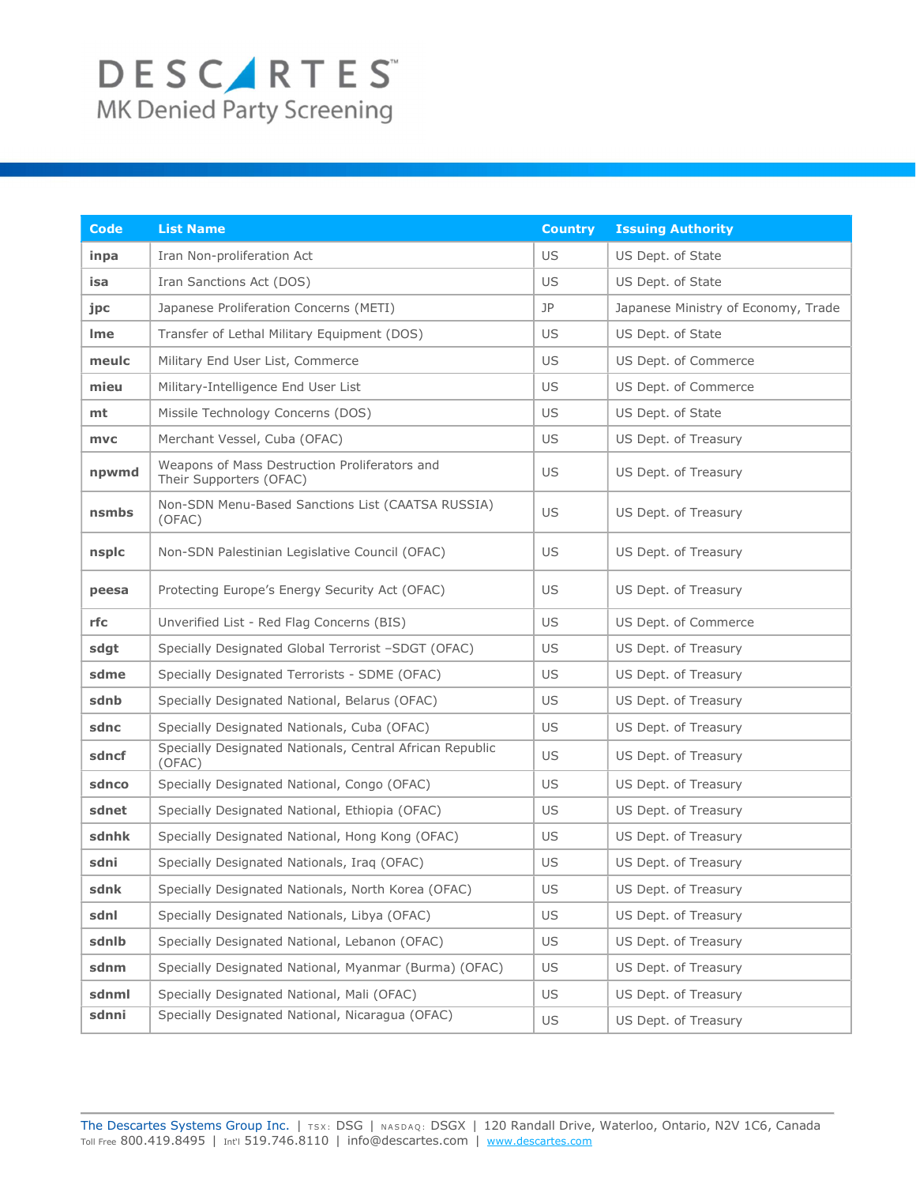# DESCARTES
MK Denied Party Screening

| Code | List Name | Country | Issuing Authority |
|---|---|---|---|
| **inpa** | Iran Non-proliferation Act | US | US Dept. of State |
| **isa** | Iran Sanctions Act (DOS) | US | US Dept. of State |
| **jpc** | Japanese Proliferation Concerns (METI) | JP | Japanese Ministry of Economy, Trade |
| **lme** | Transfer of Lethal Military Equipment (DOS) | US | US Dept. of State |
| **meulc** | Military End User List, Commerce | US | US Dept. of Commerce |
| **mieu** | Military-Intelligence End User List | US | US Dept. of Commerce |
| **mt** | Missile Technology Concerns (DOS) | US | US Dept. of State |
| **mvc** | Merchant Vessel, Cuba (OFAC) | US | US Dept. of Treasury |
| **npwmd** | Weapons of Mass Destruction Proliferators and Their Supporters (OFAC) | US | US Dept. of Treasury |
| **nsmbs** | Non-SDN Menu-Based Sanctions List (CAATSA RUSSIA) (OFAC) | US | US Dept. of Treasury |
| **nsplc** | Non-SDN Palestinian Legislative Council (OFAC) | US | US Dept. of Treasury |
| **peesa** | Protecting Europe's Energy Security Act (OFAC) | US | US Dept. of Treasury |
| **rfc** | Unverified List - Red Flag Concerns (BIS) | US | US Dept. of Commerce |
| **sdgt** | Specially Designated Global Terrorist –SDGT (OFAC) | US | US Dept. of Treasury |
| **sdme** | Specially Designated Terrorists - SDME (OFAC) | US | US Dept. of Treasury |
| **sdnb** | Specially Designated National, Belarus (OFAC) | US | US Dept. of Treasury |
| **sdnc** | Specially Designated Nationals, Cuba (OFAC) | US | US Dept. of Treasury |
| **sdncf** | Specially Designated Nationals, Central African Republic (OFAC) | US | US Dept. of Treasury |
| **sdnco** | Specially Designated National, Congo (OFAC) | US | US Dept. of Treasury |
| **sdnet** | Specially Designated National, Ethiopia (OFAC) | US | US Dept. of Treasury |
| **sdnhk** | Specially Designated National, Hong Kong (OFAC) | US | US Dept. of Treasury |
| **sdni** | Specially Designated Nationals, Iraq (OFAC) | US | US Dept. of Treasury |
| **sdnk** | Specially Designated Nationals, North Korea (OFAC) | US | US Dept. of Treasury |
| **sdnl** | Specially Designated Nationals, Libya (OFAC) | US | US Dept. of Treasury |
| **sdnlb** | Specially Designated National, Lebanon (OFAC) | US | US Dept. of Treasury |
| **sdnm** | Specially Designated National, Myanmar (Burma) (OFAC) | US | US Dept. of Treasury |
| **sdnml** | Specially Designated National, Mali (OFAC) | US | US Dept. of Treasury |
| **sdnni** | Specially Designated National, Nicaragua (OFAC) | US | US Dept. of Treasury |

The Descartes Systems Group Inc. | TSX: DSG | NASDAQ: DSGX | 120 Randall Drive, Waterloo, Ontario, N2V 1C6, Canada
Toll Free 800.419.8495 | Int'l 519.746.8110 | info@descartes.com | www.descartes.com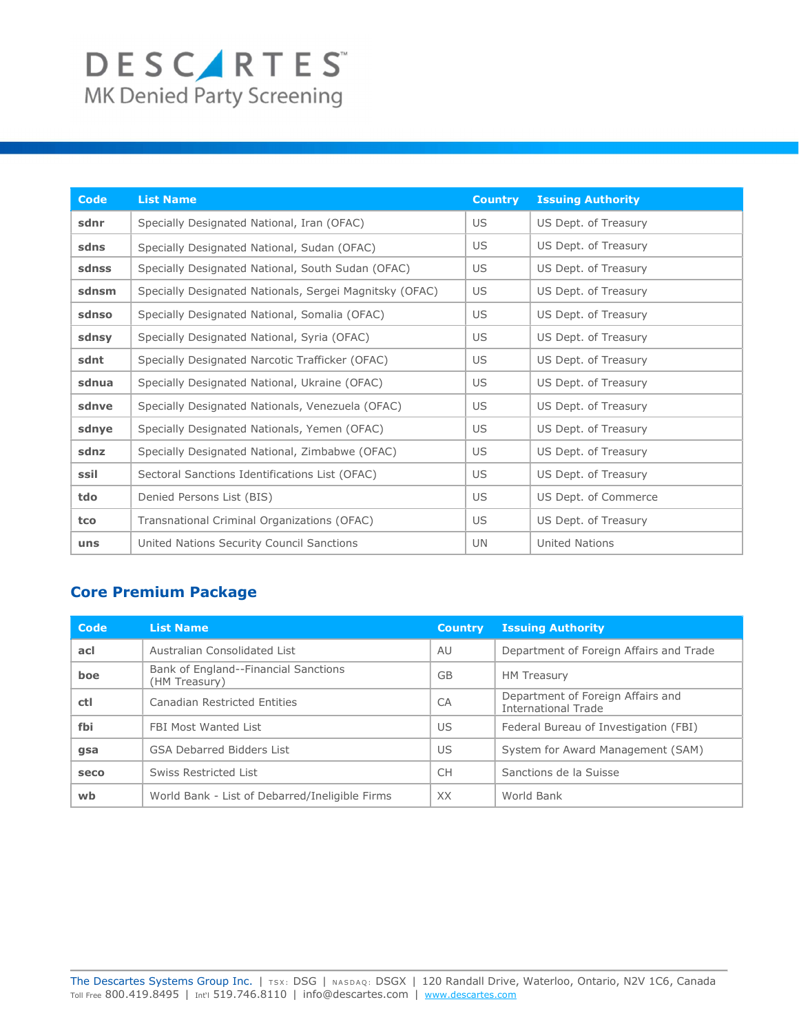| Code | List Name | Country | Issuing Authority |
|---|---|---|---|
| **sdnr** | Specially Designated National, Iran (OFAC) | US | US Dept. of Treasury |
| **sdns** | Specially Designated National, Sudan (OFAC) | US | US Dept. of Treasury |
| **sdnss** | Specially Designated National, South Sudan (OFAC) | US | US Dept. of Treasury |
| **sdnsm** | Specially Designated Nationals, Sergei Magnitsky (OFAC) | US | US Dept. of Treasury |
| **sdnso** | Specially Designated National, Somalia (OFAC) | US | US Dept. of Treasury |
| **sdnsy** | Specially Designated National, Syria (OFAC) | US | US Dept. of Treasury |
| **sdnt** | Specially Designated Narcotic Trafficker (OFAC) | US | US Dept. of Treasury |
| **sdnua** | Specially Designated National, Ukraine (OFAC) | US | US Dept. of Treasury |
| **sdnve** | Specially Designated Nationals, Venezuela (OFAC) | US | US Dept. of Treasury |
| **sdnye** | Specially Designated Nationals, Yemen (OFAC) | US | US Dept. of Treasury |
| **sdnz** | Specially Designated National, Zimbabwe (OFAC) | US | US Dept. of Treasury |
| **ssil** | Sectoral Sanctions Identifications List (OFAC) | US | US Dept. of Treasury |
| **tdo** | Denied Persons List (BIS) | US | US Dept. of Commerce |
| **tco** | Transnational Criminal Organizations (OFAC) | US | US Dept. of Treasury |
| **uns** | United Nations Security Council Sanctions | UN | United Nations |

## Core Premium Package

| Code | List Name | Country | Issuing Authority |
|---|---|---|---|
| **acl** | Australian Consolidated List | AU | Department of Foreign Affairs and Trade |
| **boe** | Bank of England--Financial Sanctions (HM Treasury) | GB | HM Treasury |
| **ctl** | Canadian Restricted Entities | CA | Department of Foreign Affairs and International Trade |
| **fbi** | FBI Most Wanted List | US | Federal Bureau of Investigation (FBI) |
| **gsa** | GSA Debarred Bidders List | US | System for Award Management (SAM) |
| **seco** | Swiss Restricted List | CH | Sanctions de la Suisse |
| **wb** | World Bank - List of Debarred/Ineligible Firms | XX | World Bank |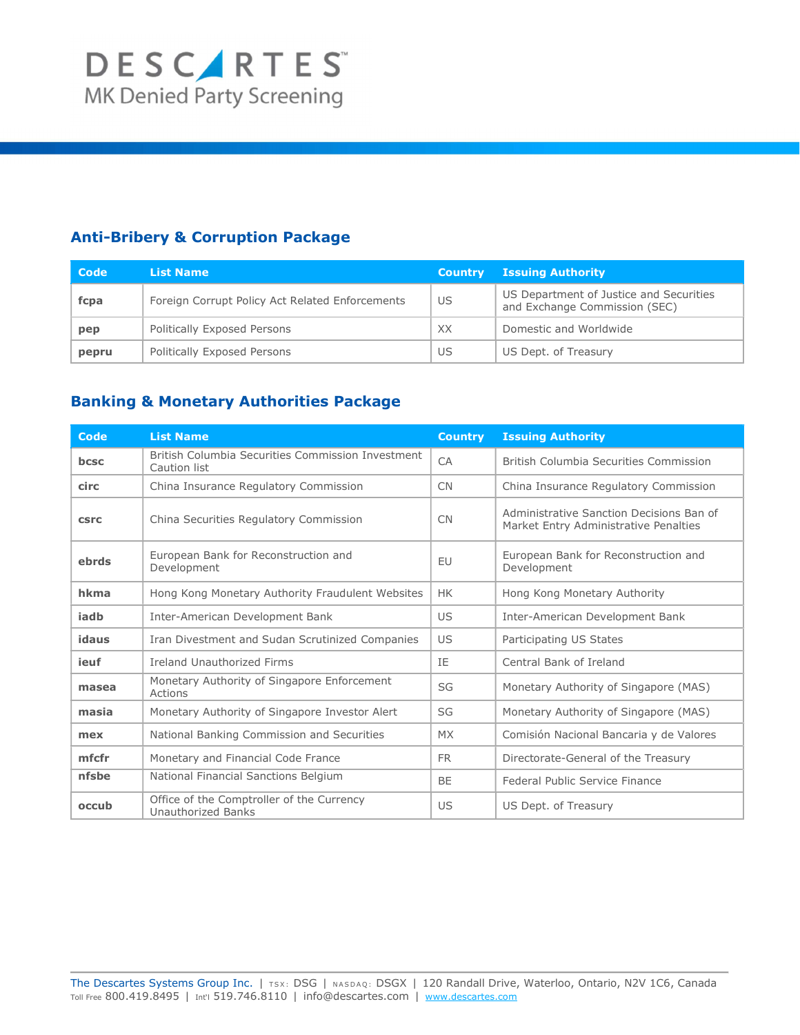## Anti-Bribery & Corruption Package

| Code | List Name | Country | Issuing Authority |
|---|---|---|---|
| **fcpa** | Foreign Corrupt Policy Act Related Enforcements | US | US Department of Justice and Securities and Exchange Commission (SEC) |
| **pep** | Politically Exposed Persons | XX | Domestic and Worldwide |
| **pepru** | Politically Exposed Persons | US | US Dept. of Treasury |

## Banking & Monetary Authorities Package

| Code | List Name | Country | Issuing Authority |
|---|---|---|---|
| **bcsc** | British Columbia Securities Commission Investment Caution list | CA | British Columbia Securities Commission |
| **circ** | China Insurance Regulatory Commission | CN | China Insurance Regulatory Commission |
| **csrc** | China Securities Regulatory Commission | CN | Administrative Sanction Decisions Ban of Market Entry Administrative Penalties |
| **ebrds** | European Bank for Reconstruction and Development | EU | European Bank for Reconstruction and Development |
| **hkma** | Hong Kong Monetary Authority Fraudulent Websites | HK | Hong Kong Monetary Authority |
| **iadb** | Inter-American Development Bank | US | Inter-American Development Bank |
| **idaus** | Iran Divestment and Sudan Scrutinized Companies | US | Participating US States |
| **ieuf** | Ireland Unauthorized Firms | IE | Central Bank of Ireland |
| **masea** | Monetary Authority of Singapore Enforcement Actions | SG | Monetary Authority of Singapore (MAS) |
| **masia** | Monetary Authority of Singapore Investor Alert | SG | Monetary Authority of Singapore (MAS) |
| **mex** | National Banking Commission and Securities | MX | Comisión Nacional Bancaria y de Valores |
| **mfcfr** | Monetary and Financial Code France | FR | Directorate-General of the Treasury |
| **nfsbe** | National Financial Sanctions Belgium | BE | Federal Public Service Finance |
| **occub** | Office of the Comptroller of the Currency Unauthorized Banks | US | US Dept. of Treasury |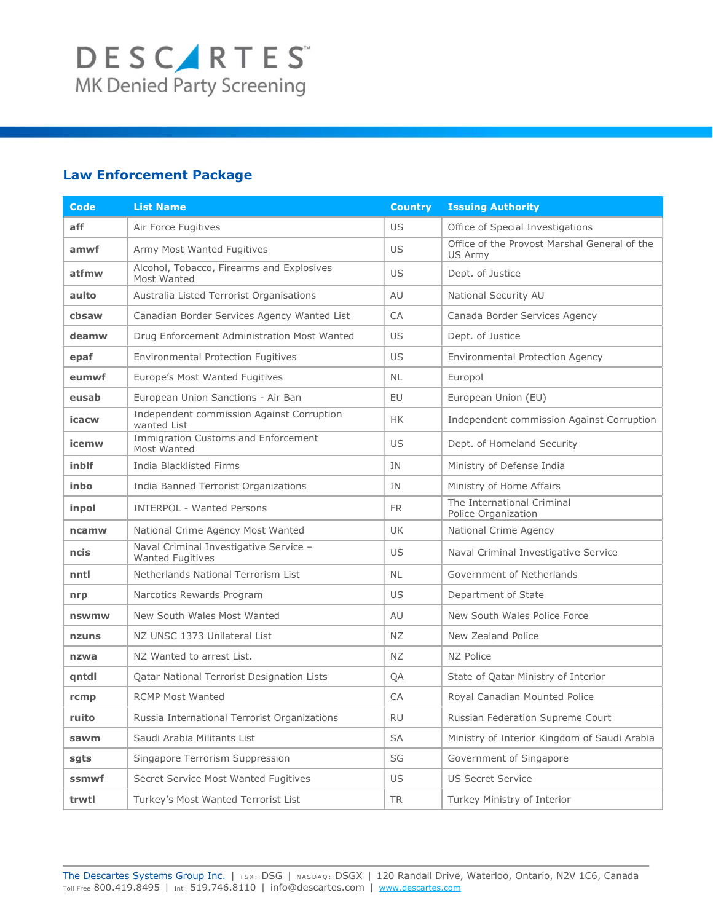DESCARTES

MK Denied Party Screening

## Law Enforcement Package

| Code | List Name | Country | Issuing Authority |
|---|---|---|---|
| **aff** | Air Force Fugitives | US | Office of Special Investigations |
| **amwf** | Army Most Wanted Fugitives | US | Office of the Provost Marshal General of the US Army |
| **atfmw** | Alcohol, Tobacco, Firearms and Explosives Most Wanted | US | Dept. of Justice |
| **aulto** | Australia Listed Terrorist Organisations | AU | National Security AU |
| **cbsaw** | Canadian Border Services Agency Wanted List | CA | Canada Border Services Agency |
| **deamw** | Drug Enforcement Administration Most Wanted | US | Dept. of Justice |
| **epaf** | Environmental Protection Fugitives | US | Environmental Protection Agency |
| **eumwf** | Europe's Most Wanted Fugitives | NL | Europol |
| **eusab** | European Union Sanctions - Air Ban | EU | European Union (EU) |
| **icacw** | Independent commission Against Corruption wanted List | HK | Independent commission Against Corruption |
| **icemw** | Immigration Customs and Enforcement Most Wanted | US | Dept. of Homeland Security |
| **inblf** | India Blacklisted Firms | IN | Ministry of Defense India |
| **inbo** | India Banned Terrorist Organizations | IN | Ministry of Home Affairs |
| **inpol** | INTERPOL - Wanted Persons | FR | The International Criminal Police Organization |
| **ncamw** | National Crime Agency Most Wanted | UK | National Crime Agency |
| **ncis** | Naval Criminal Investigative Service – Wanted Fugitives | US | Naval Criminal Investigative Service |
| **nntl** | Netherlands National Terrorism List | NL | Government of Netherlands |
| **nrp** | Narcotics Rewards Program | US | Department of State |
| **nswmw** | New South Wales Most Wanted | AU | New South Wales Police Force |
| **nzuns** | NZ UNSC 1373 Unilateral List | NZ | New Zealand Police |
| **nzwa** | NZ Wanted to arrest List. | NZ | NZ Police |
| **qntdl** | Qatar National Terrorist Designation Lists | QA | State of Qatar Ministry of Interior |
| **rcmp** | RCMP Most Wanted | CA | Royal Canadian Mounted Police |
| **ruito** | Russia International Terrorist Organizations | RU | Russian Federation Supreme Court |
| **sawm** | Saudi Arabia Militants List | SA | Ministry of Interior Kingdom of Saudi Arabia |
| **sgts** | Singapore Terrorism Suppression | SG | Government of Singapore |
| **ssmwf** | Secret Service Most Wanted Fugitives | US | US Secret Service |
| **trwtl** | Turkey's Most Wanted Terrorist List | TR | Turkey Ministry of Interior |

The Descartes Systems Group Inc. | TSX: DSG | NASDAQ: DSGX | 120 Randall Drive, Waterloo, Ontario, N2V 1C6, Canada
Toll Free 800.419.8495 | Int'l 519.746.8110 | info@descartes.com | www.descartes.com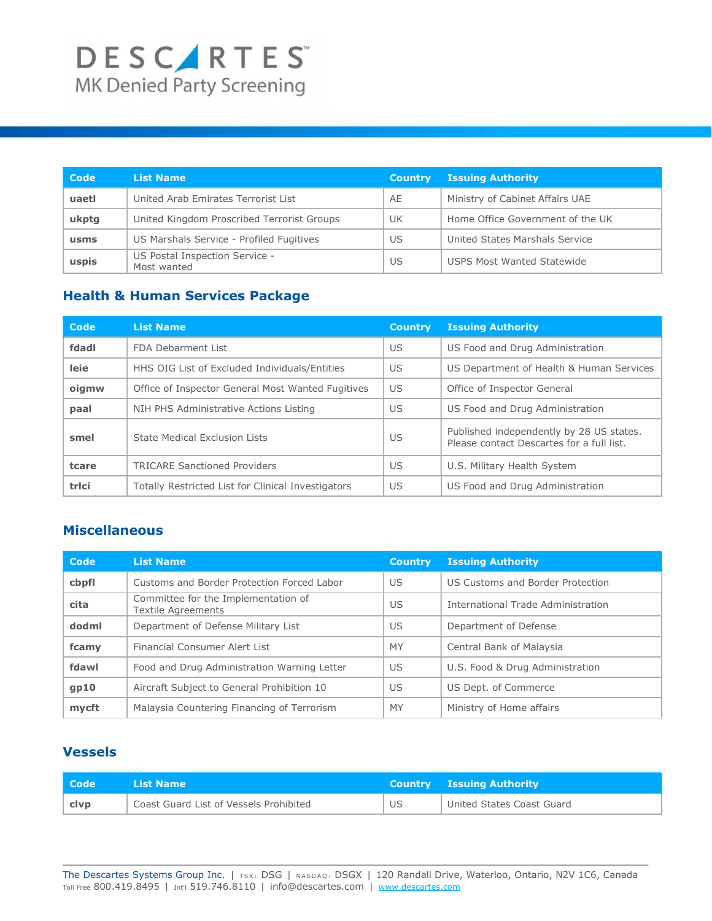| Code | List Name | Country | Issuing Authority |
| --- | --- | --- | --- |
| **uaetl** | United Arab Emirates Terrorist List | AE | Ministry of Cabinet Affairs UAE |
| **ukptg** | United Kingdom Proscribed Terrorist Groups | UK | Home Office Government of the UK |
| **usms** | US Marshals Service - Profiled Fugitives | US | United States Marshals Service |
| **uspis** | US Postal Inspection Service - Most wanted | US | USPS Most Wanted Statewide |

## Health & Human Services Package

| Code | List Name | Country | Issuing Authority |
| --- | --- | --- | --- |
| **fdadl** | FDA Debarment List | US | US Food and Drug Administration |
| **leie** | HHS OIG List of Excluded Individuals/Entities | US | US Department of Health & Human Services |
| **oigmw** | Office of Inspector General Most Wanted Fugitives | US | Office of Inspector General |
| **paal** | NIH PHS Administrative Actions Listing | US | US Food and Drug Administration |
| **smel** | State Medical Exclusion Lists | US | Published independently by 28 US states. Please contact Descartes for a full list. |
| **tcare** | TRICARE Sanctioned Providers | US | U.S. Military Health System |
| **trlci** | Totally Restricted List for Clinical Investigators | US | US Food and Drug Administration |

## Miscellaneous

| Code | List Name | Country | Issuing Authority |
| --- | --- | --- | --- |
| **cbpfl** | Customs and Border Protection Forced Labor | US | US Customs and Border Protection |
| **cita** | Committee for the Implementation of Textile Agreements | US | International Trade Administration |
| **dodml** | Department of Defense Military List | US | Department of Defense |
| **fcamy** | Financial Consumer Alert List | MY | Central Bank of Malaysia |
| **fdawl** | Food and Drug Administration Warning Letter | US | U.S. Food & Drug Administration |
| **gp10** | Aircraft Subject to General Prohibition 10 | US | US Dept. of Commerce |
| **mycft** | Malaysia Countering Financing of Terrorism | MY | Ministry of Home affairs |

## Vessels

| Code | List Name | Country | Issuing Authority |
| --- | --- | --- | --- |
| **clvp** | Coast Guard List of Vessels Prohibited | US | United States Coast Guard |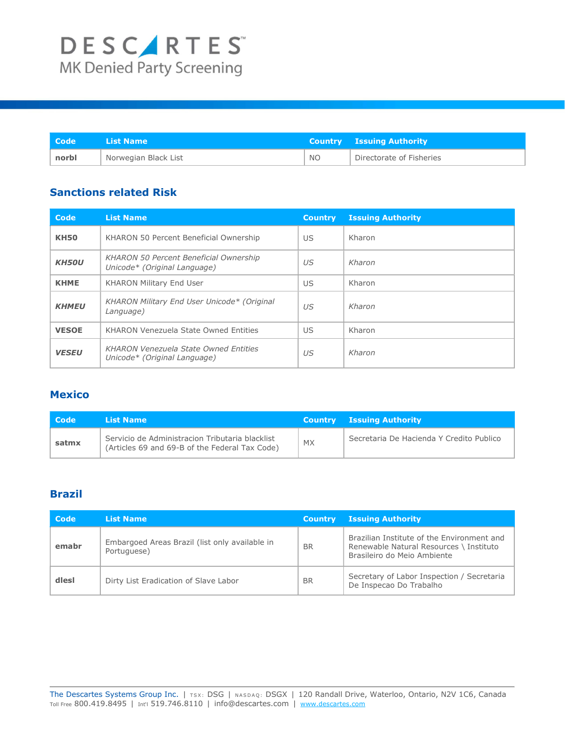| Code | List Name | Country | Issuing Authority |
|---|---|---|---|
| **norbl** | Norwegian Black List | NO | Directorate of Fisheries |

## Sanctions related Risk

| Code | List Name | Country | Issuing Authority |
|---|---|---|---|
| **KH50** | KHARON 50 Percent Beneficial Ownership | US | Kharon |
| ***KH50U*** | *KHARON 50 Percent Beneficial Ownership Unicode* (Original Language)* | *US* | *Kharon* |
| **KHME** | KHARON Military End User | US | Kharon |
| ***KHMEU*** | *KHARON Military End User Unicode* (Original Language)* | *US* | *Kharon* |
| **VESOE** | KHARON Venezuela State Owned Entities | US | Kharon |
| ***VESEU*** | *KHARON Venezuela State Owned Entities Unicode* (Original Language)* | *US* | *Kharon* |

## Mexico

| Code | List Name | Country | Issuing Authority |
|---|---|---|---|
| **satmx** | Servicio de Administracion Tributaria blacklist (Articles 69 and 69-B of the Federal Tax Code) | MX | Secretaria De Hacienda Y Credito Publico |

## Brazil

| Code | List Name | Country | Issuing Authority |
|---|---|---|---|
| **emabr** | Embargoed Areas Brazil (list only available in Portuguese) | BR | Brazilian Institute of the Environment and Renewable Natural Resources \ Instituto Brasileiro do Meio Ambiente |
| **dlesl** | Dirty List Eradication of Slave Labor | BR | Secretary of Labor Inspection / Secretaria De Inspecao Do Trabalho |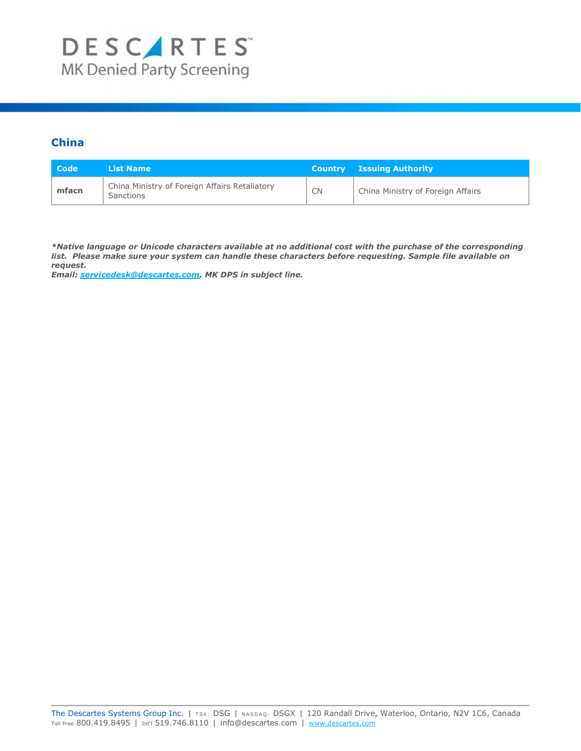## China

| Code | List Name | Country | Issuing Authority |
|---|---|---|---|
| **mfacn** | China Ministry of Foreign Affairs Retaliatory Sanctions | CN | China Ministry of Foreign Affairs |

***Native language or Unicode characters available at no additional cost with the purchase of the corresponding list. Please make sure your system can handle these characters before requesting. Sample file available on request.***
***Email: servicedesk@descartes.com, MK DPS in subject line.***